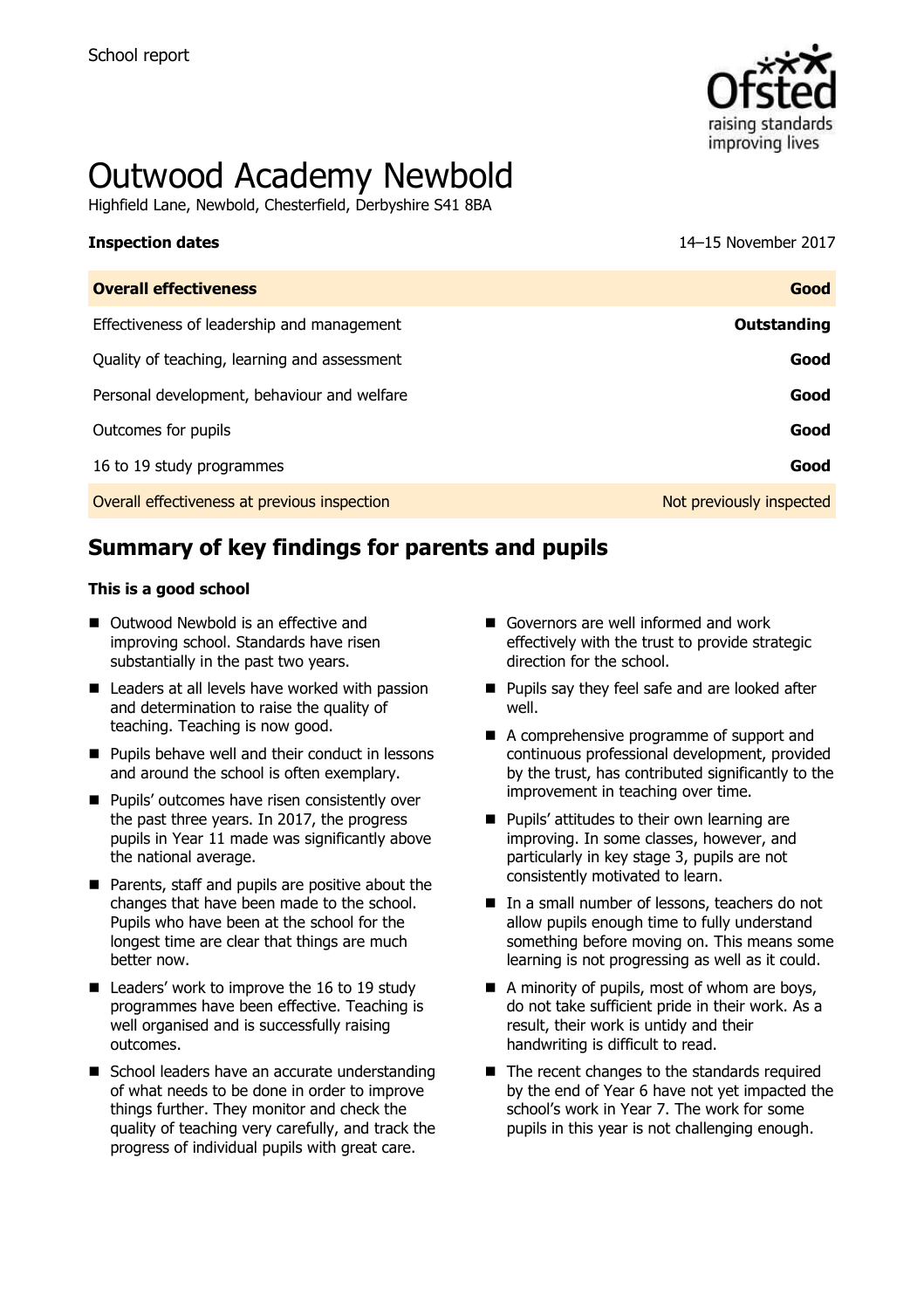School report

# Outwood Academy Newbold

Highfield Lane, Newbold, Chesterfield, Derbyshire S41 8BA

**Inspection dates** 14–15 November 2017

| **Overall effectiveness** | **Good** |
|---|---|
| Effectiveness of leadership and management | **Outstanding** |
| Quality of teaching, learning and assessment | **Good** |
| Personal development, behaviour and welfare | **Good** |
| Outcomes for pupils | **Good** |
| 16 to 19 study programmes | **Good** |
| Overall effectiveness at previous inspection | Not previously inspected |

## Summary of key findings for parents and pupils

**This is a good school**

- Outwood Newbold is an effective and improving school. Standards have risen substantially in the past two years.
- Leaders at all levels have worked with passion and determination to raise the quality of teaching. Teaching is now good.
- Pupils behave well and their conduct in lessons and around the school is often exemplary.
- Pupils' outcomes have risen consistently over the past three years. In 2017, the progress pupils in Year 11 made was significantly above the national average.
- Parents, staff and pupils are positive about the changes that have been made to the school. Pupils who have been at the school for the longest time are clear that things are much better now.
- Leaders' work to improve the 16 to 19 study programmes have been effective. Teaching is well organised and is successfully raising outcomes.
- School leaders have an accurate understanding of what needs to be done in order to improve things further. They monitor and check the quality of teaching very carefully, and track the progress of individual pupils with great care.
- Governors are well informed and work effectively with the trust to provide strategic direction for the school.
- Pupils say they feel safe and are looked after well.
- A comprehensive programme of support and continuous professional development, provided by the trust, has contributed significantly to the improvement in teaching over time.
- Pupils' attitudes to their own learning are improving. In some classes, however, and particularly in key stage 3, pupils are not consistently motivated to learn.
- In a small number of lessons, teachers do not allow pupils enough time to fully understand something before moving on. This means some learning is not progressing as well as it could.
- A minority of pupils, most of whom are boys, do not take sufficient pride in their work. As a result, their work is untidy and their handwriting is difficult to read.
- The recent changes to the standards required by the end of Year 6 have not yet impacted the school's work in Year 7. The work for some pupils in this year is not challenging enough.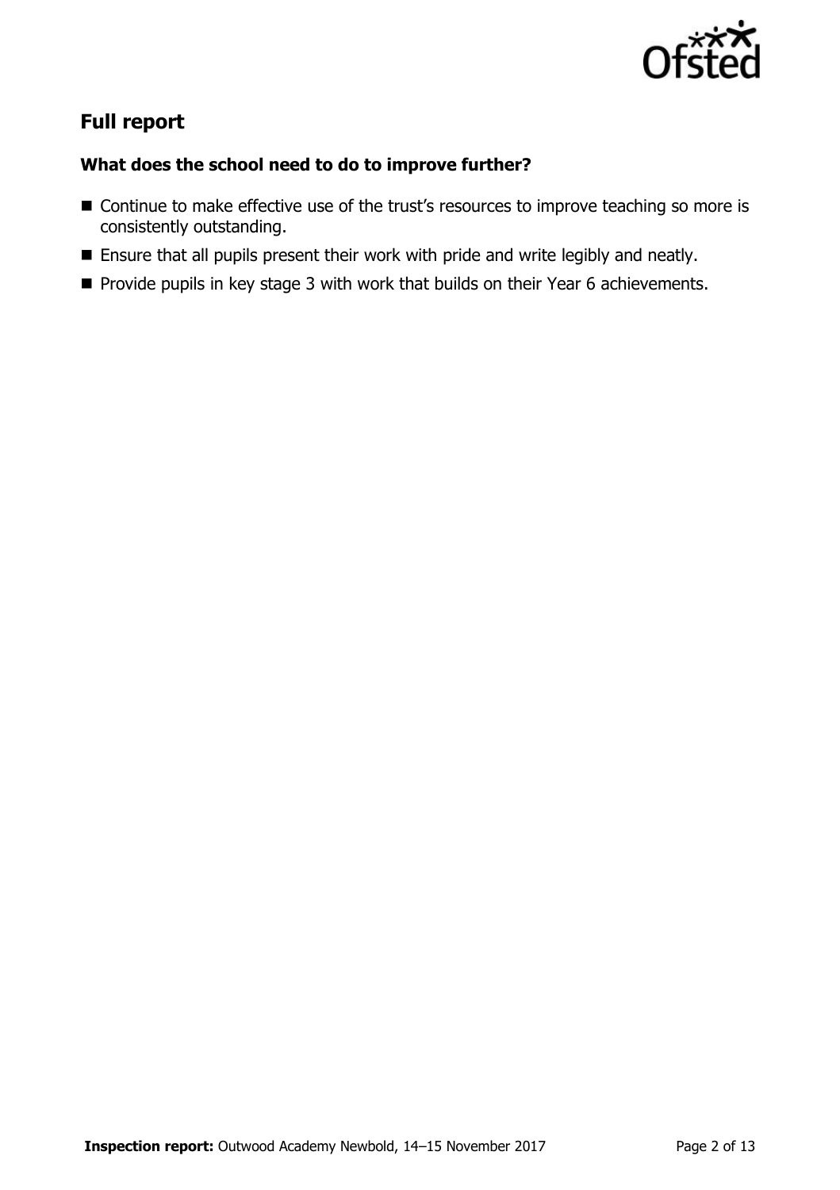## Full report

### What does the school need to do to improve further?

- Continue to make effective use of the trust's resources to improve teaching so more is consistently outstanding.
- Ensure that all pupils present their work with pride and write legibly and neatly.
- Provide pupils in key stage 3 with work that builds on their Year 6 achievements.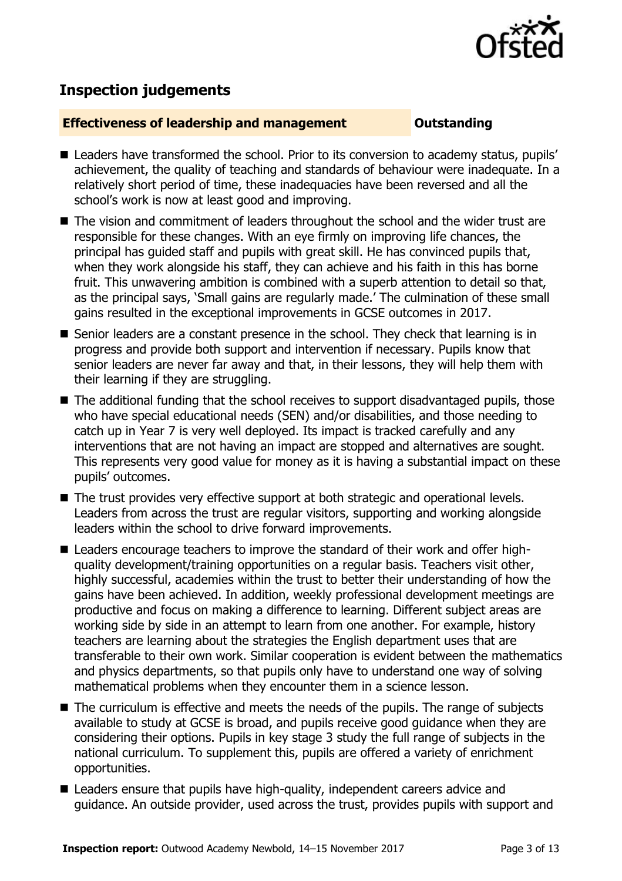## Inspection judgements

**Effectiveness of leadership and management** **Outstanding**

- Leaders have transformed the school. Prior to its conversion to academy status, pupils' achievement, the quality of teaching and standards of behaviour were inadequate. In a relatively short period of time, these inadequacies have been reversed and all the school's work is now at least good and improving.
- The vision and commitment of leaders throughout the school and the wider trust are responsible for these changes. With an eye firmly on improving life chances, the principal has guided staff and pupils with great skill. He has convinced pupils that, when they work alongside his staff, they can achieve and his faith in this has borne fruit. This unwavering ambition is combined with a superb attention to detail so that, as the principal says, 'Small gains are regularly made.' The culmination of these small gains resulted in the exceptional improvements in GCSE outcomes in 2017.
- Senior leaders are a constant presence in the school. They check that learning is in progress and provide both support and intervention if necessary. Pupils know that senior leaders are never far away and that, in their lessons, they will help them with their learning if they are struggling.
- The additional funding that the school receives to support disadvantaged pupils, those who have special educational needs (SEN) and/or disabilities, and those needing to catch up in Year 7 is very well deployed. Its impact is tracked carefully and any interventions that are not having an impact are stopped and alternatives are sought. This represents very good value for money as it is having a substantial impact on these pupils' outcomes.
- The trust provides very effective support at both strategic and operational levels. Leaders from across the trust are regular visitors, supporting and working alongside leaders within the school to drive forward improvements.
- Leaders encourage teachers to improve the standard of their work and offer high-quality development/training opportunities on a regular basis. Teachers visit other, highly successful, academies within the trust to better their understanding of how the gains have been achieved. In addition, weekly professional development meetings are productive and focus on making a difference to learning. Different subject areas are working side by side in an attempt to learn from one another. For example, history teachers are learning about the strategies the English department uses that are transferable to their own work. Similar cooperation is evident between the mathematics and physics departments, so that pupils only have to understand one way of solving mathematical problems when they encounter them in a science lesson.
- The curriculum is effective and meets the needs of the pupils. The range of subjects available to study at GCSE is broad, and pupils receive good guidance when they are considering their options. Pupils in key stage 3 study the full range of subjects in the national curriculum. To supplement this, pupils are offered a variety of enrichment opportunities.
- Leaders ensure that pupils have high-quality, independent careers advice and guidance. An outside provider, used across the trust, provides pupils with support and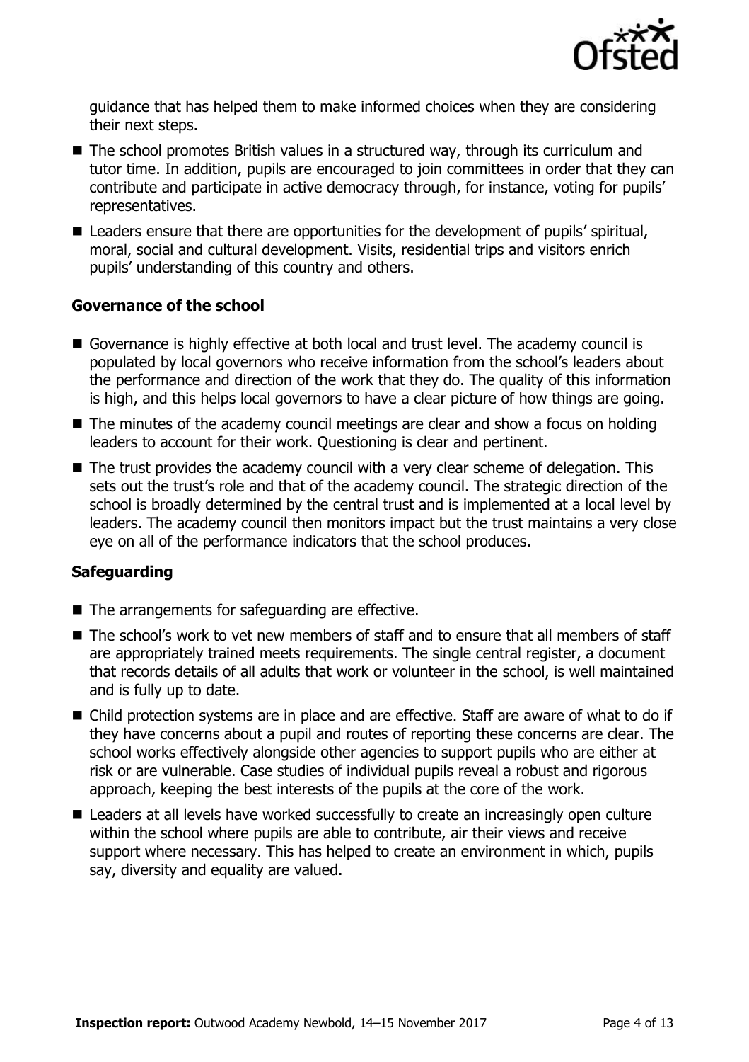guidance that has helped them to make informed choices when they are considering their next steps.

- The school promotes British values in a structured way, through its curriculum and tutor time. In addition, pupils are encouraged to join committees in order that they can contribute and participate in active democracy through, for instance, voting for pupils' representatives.
- Leaders ensure that there are opportunities for the development of pupils' spiritual, moral, social and cultural development. Visits, residential trips and visitors enrich pupils' understanding of this country and others.

### Governance of the school

- Governance is highly effective at both local and trust level. The academy council is populated by local governors who receive information from the school's leaders about the performance and direction of the work that they do. The quality of this information is high, and this helps local governors to have a clear picture of how things are going.
- The minutes of the academy council meetings are clear and show a focus on holding leaders to account for their work. Questioning is clear and pertinent.
- The trust provides the academy council with a very clear scheme of delegation. This sets out the trust's role and that of the academy council. The strategic direction of the school is broadly determined by the central trust and is implemented at a local level by leaders. The academy council then monitors impact but the trust maintains a very close eye on all of the performance indicators that the school produces.

### Safeguarding

- The arrangements for safeguarding are effective.
- The school's work to vet new members of staff and to ensure that all members of staff are appropriately trained meets requirements. The single central register, a document that records details of all adults that work or volunteer in the school, is well maintained and is fully up to date.
- Child protection systems are in place and are effective. Staff are aware of what to do if they have concerns about a pupil and routes of reporting these concerns are clear. The school works effectively alongside other agencies to support pupils who are either at risk or are vulnerable. Case studies of individual pupils reveal a robust and rigorous approach, keeping the best interests of the pupils at the core of the work.
- Leaders at all levels have worked successfully to create an increasingly open culture within the school where pupils are able to contribute, air their views and receive support where necessary. This has helped to create an environment in which, pupils say, diversity and equality are valued.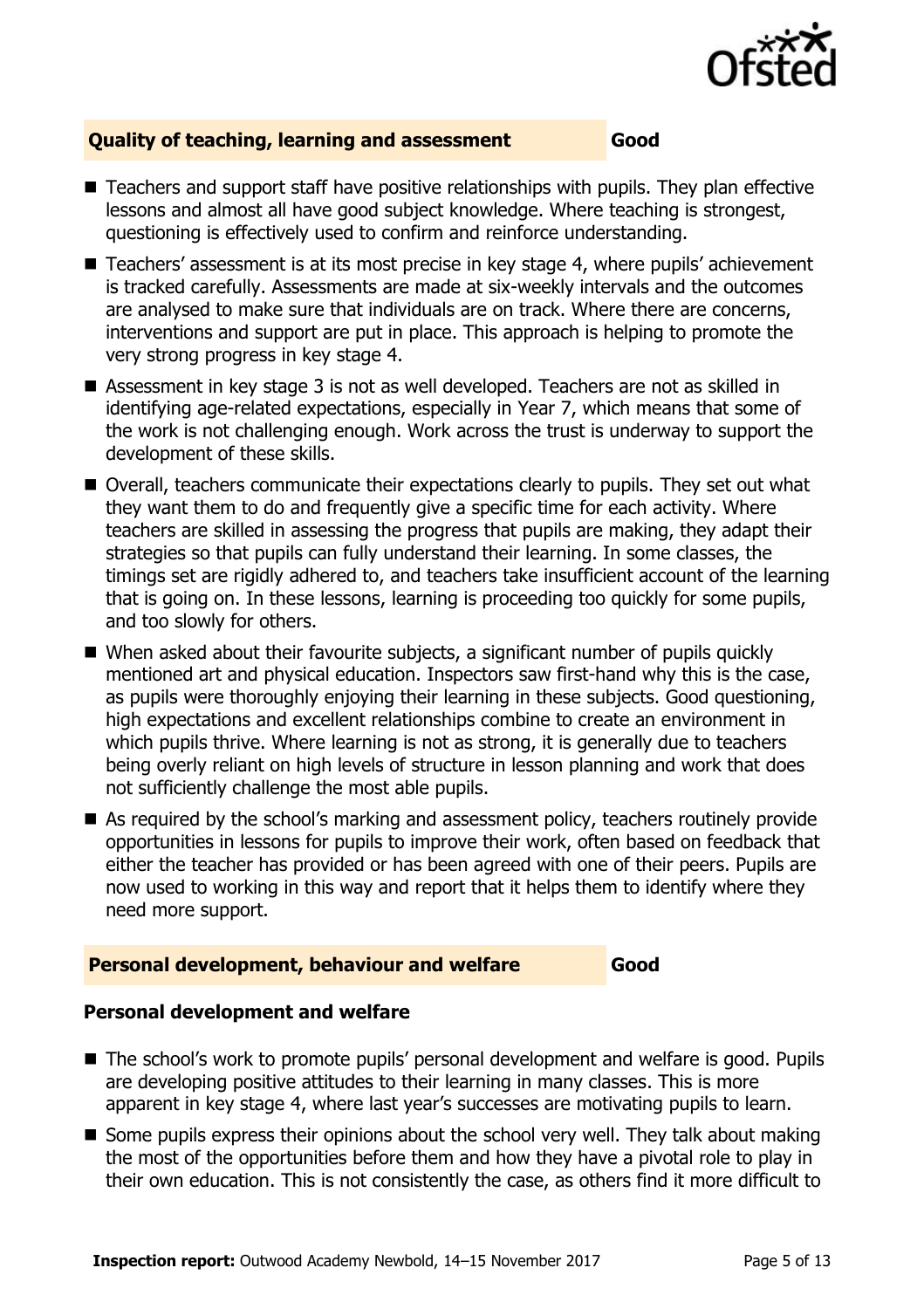## Quality of teaching, learning and assessment — Good

- Teachers and support staff have positive relationships with pupils. They plan effective lessons and almost all have good subject knowledge. Where teaching is strongest, questioning is effectively used to confirm and reinforce understanding.
- Teachers' assessment is at its most precise in key stage 4, where pupils' achievement is tracked carefully. Assessments are made at six-weekly intervals and the outcomes are analysed to make sure that individuals are on track. Where there are concerns, interventions and support are put in place. This approach is helping to promote the very strong progress in key stage 4.
- Assessment in key stage 3 is not as well developed. Teachers are not as skilled in identifying age-related expectations, especially in Year 7, which means that some of the work is not challenging enough. Work across the trust is underway to support the development of these skills.
- Overall, teachers communicate their expectations clearly to pupils. They set out what they want them to do and frequently give a specific time for each activity. Where teachers are skilled in assessing the progress that pupils are making, they adapt their strategies so that pupils can fully understand their learning. In some classes, the timings set are rigidly adhered to, and teachers take insufficient account of the learning that is going on. In these lessons, learning is proceeding too quickly for some pupils, and too slowly for others.
- When asked about their favourite subjects, a significant number of pupils quickly mentioned art and physical education. Inspectors saw first-hand why this is the case, as pupils were thoroughly enjoying their learning in these subjects. Good questioning, high expectations and excellent relationships combine to create an environment in which pupils thrive. Where learning is not as strong, it is generally due to teachers being overly reliant on high levels of structure in lesson planning and work that does not sufficiently challenge the most able pupils.
- As required by the school's marking and assessment policy, teachers routinely provide opportunities in lessons for pupils to improve their work, often based on feedback that either the teacher has provided or has been agreed with one of their peers. Pupils are now used to working in this way and report that it helps them to identify where they need more support.

## Personal development, behaviour and welfare — Good

### Personal development and welfare

- The school's work to promote pupils' personal development and welfare is good. Pupils are developing positive attitudes to their learning in many classes. This is more apparent in key stage 4, where last year's successes are motivating pupils to learn.
- Some pupils express their opinions about the school very well. They talk about making the most of the opportunities before them and how they have a pivotal role to play in their own education. This is not consistently the case, as others find it more difficult to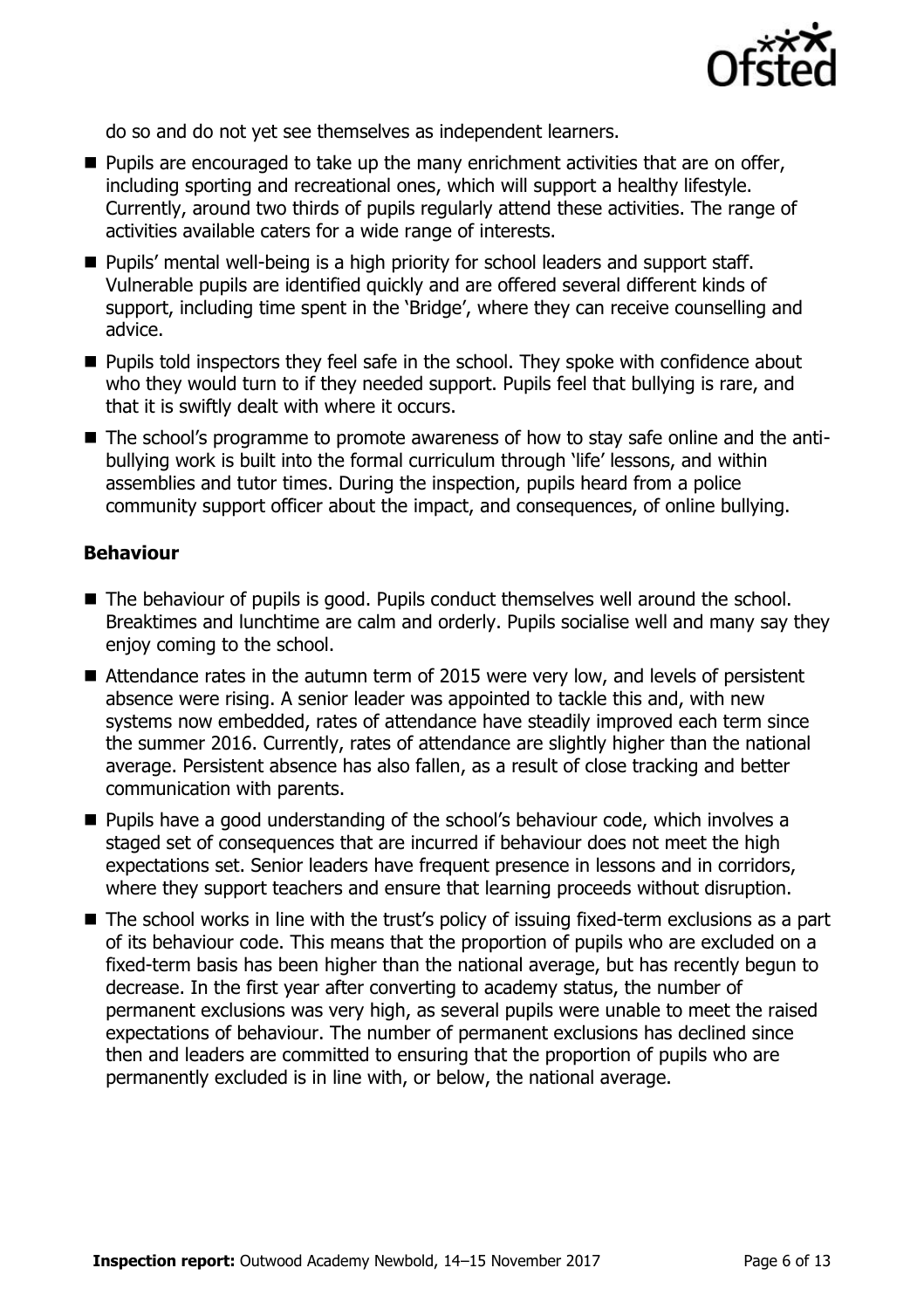do so and do not yet see themselves as independent learners.

- Pupils are encouraged to take up the many enrichment activities that are on offer, including sporting and recreational ones, which will support a healthy lifestyle. Currently, around two thirds of pupils regularly attend these activities. The range of activities available caters for a wide range of interests.
- Pupils' mental well-being is a high priority for school leaders and support staff. Vulnerable pupils are identified quickly and are offered several different kinds of support, including time spent in the 'Bridge', where they can receive counselling and advice.
- Pupils told inspectors they feel safe in the school. They spoke with confidence about who they would turn to if they needed support. Pupils feel that bullying is rare, and that it is swiftly dealt with where it occurs.
- The school's programme to promote awareness of how to stay safe online and the anti-bullying work is built into the formal curriculum through 'life' lessons, and within assemblies and tutor times. During the inspection, pupils heard from a police community support officer about the impact, and consequences, of online bullying.

### Behaviour

- The behaviour of pupils is good. Pupils conduct themselves well around the school. Breaktimes and lunchtime are calm and orderly. Pupils socialise well and many say they enjoy coming to the school.
- Attendance rates in the autumn term of 2015 were very low, and levels of persistent absence were rising. A senior leader was appointed to tackle this and, with new systems now embedded, rates of attendance have steadily improved each term since the summer 2016. Currently, rates of attendance are slightly higher than the national average. Persistent absence has also fallen, as a result of close tracking and better communication with parents.
- Pupils have a good understanding of the school's behaviour code, which involves a staged set of consequences that are incurred if behaviour does not meet the high expectations set. Senior leaders have frequent presence in lessons and in corridors, where they support teachers and ensure that learning proceeds without disruption.
- The school works in line with the trust's policy of issuing fixed-term exclusions as a part of its behaviour code. This means that the proportion of pupils who are excluded on a fixed-term basis has been higher than the national average, but has recently begun to decrease. In the first year after converting to academy status, the number of permanent exclusions was very high, as several pupils were unable to meet the raised expectations of behaviour. The number of permanent exclusions has declined since then and leaders are committed to ensuring that the proportion of pupils who are permanently excluded is in line with, or below, the national average.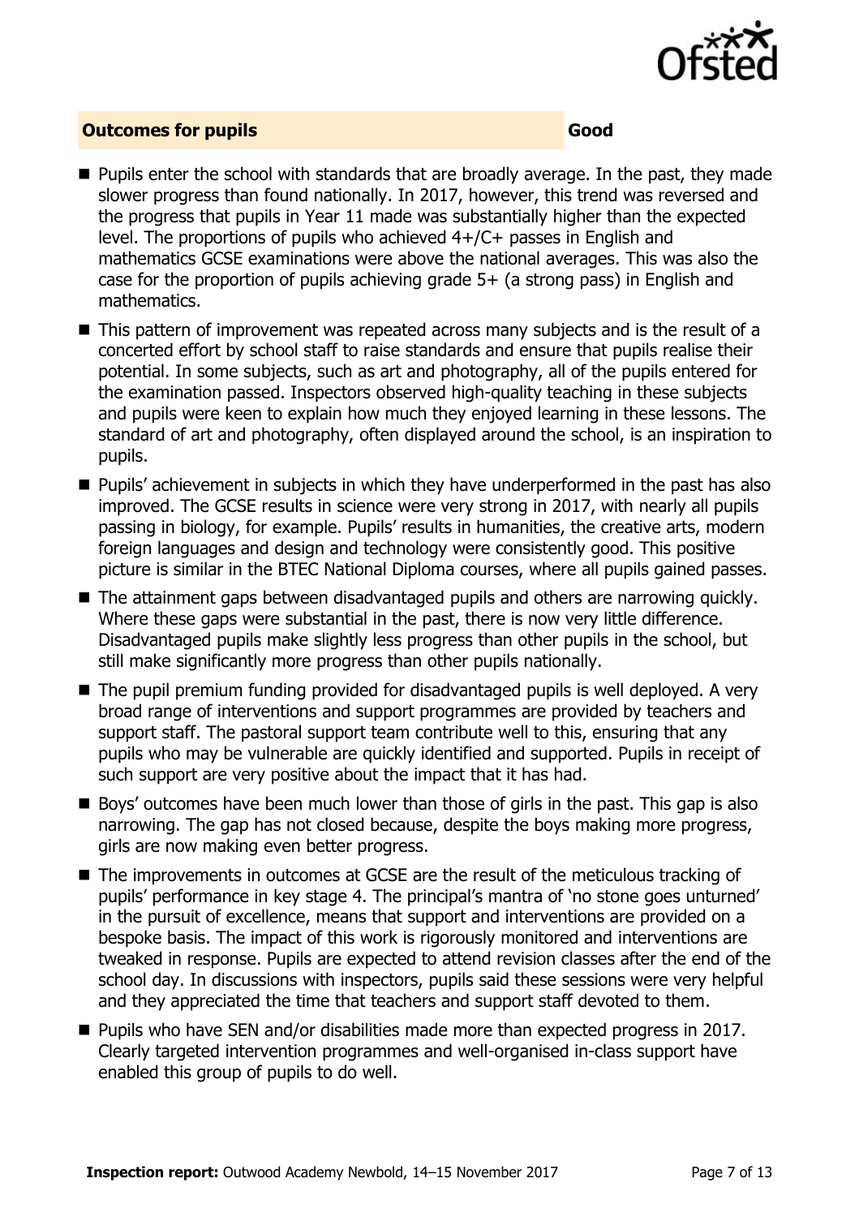## Outcomes for pupils — Good

- Pupils enter the school with standards that are broadly average. In the past, they made slower progress than found nationally. In 2017, however, this trend was reversed and the progress that pupils in Year 11 made was substantially higher than the expected level. The proportions of pupils who achieved 4+/C+ passes in English and mathematics GCSE examinations were above the national averages. This was also the case for the proportion of pupils achieving grade 5+ (a strong pass) in English and mathematics.
- This pattern of improvement was repeated across many subjects and is the result of a concerted effort by school staff to raise standards and ensure that pupils realise their potential. In some subjects, such as art and photography, all of the pupils entered for the examination passed. Inspectors observed high-quality teaching in these subjects and pupils were keen to explain how much they enjoyed learning in these lessons. The standard of art and photography, often displayed around the school, is an inspiration to pupils.
- Pupils' achievement in subjects in which they have underperformed in the past has also improved. The GCSE results in science were very strong in 2017, with nearly all pupils passing in biology, for example. Pupils' results in humanities, the creative arts, modern foreign languages and design and technology were consistently good. This positive picture is similar in the BTEC National Diploma courses, where all pupils gained passes.
- The attainment gaps between disadvantaged pupils and others are narrowing quickly. Where these gaps were substantial in the past, there is now very little difference. Disadvantaged pupils make slightly less progress than other pupils in the school, but still make significantly more progress than other pupils nationally.
- The pupil premium funding provided for disadvantaged pupils is well deployed. A very broad range of interventions and support programmes are provided by teachers and support staff. The pastoral support team contribute well to this, ensuring that any pupils who may be vulnerable are quickly identified and supported. Pupils in receipt of such support are very positive about the impact that it has had.
- Boys' outcomes have been much lower than those of girls in the past. This gap is also narrowing. The gap has not closed because, despite the boys making more progress, girls are now making even better progress.
- The improvements in outcomes at GCSE are the result of the meticulous tracking of pupils' performance in key stage 4. The principal's mantra of 'no stone goes unturned' in the pursuit of excellence, means that support and interventions are provided on a bespoke basis. The impact of this work is rigorously monitored and interventions are tweaked in response. Pupils are expected to attend revision classes after the end of the school day. In discussions with inspectors, pupils said these sessions were very helpful and they appreciated the time that teachers and support staff devoted to them.
- Pupils who have SEN and/or disabilities made more than expected progress in 2017. Clearly targeted intervention programmes and well-organised in-class support have enabled this group of pupils to do well.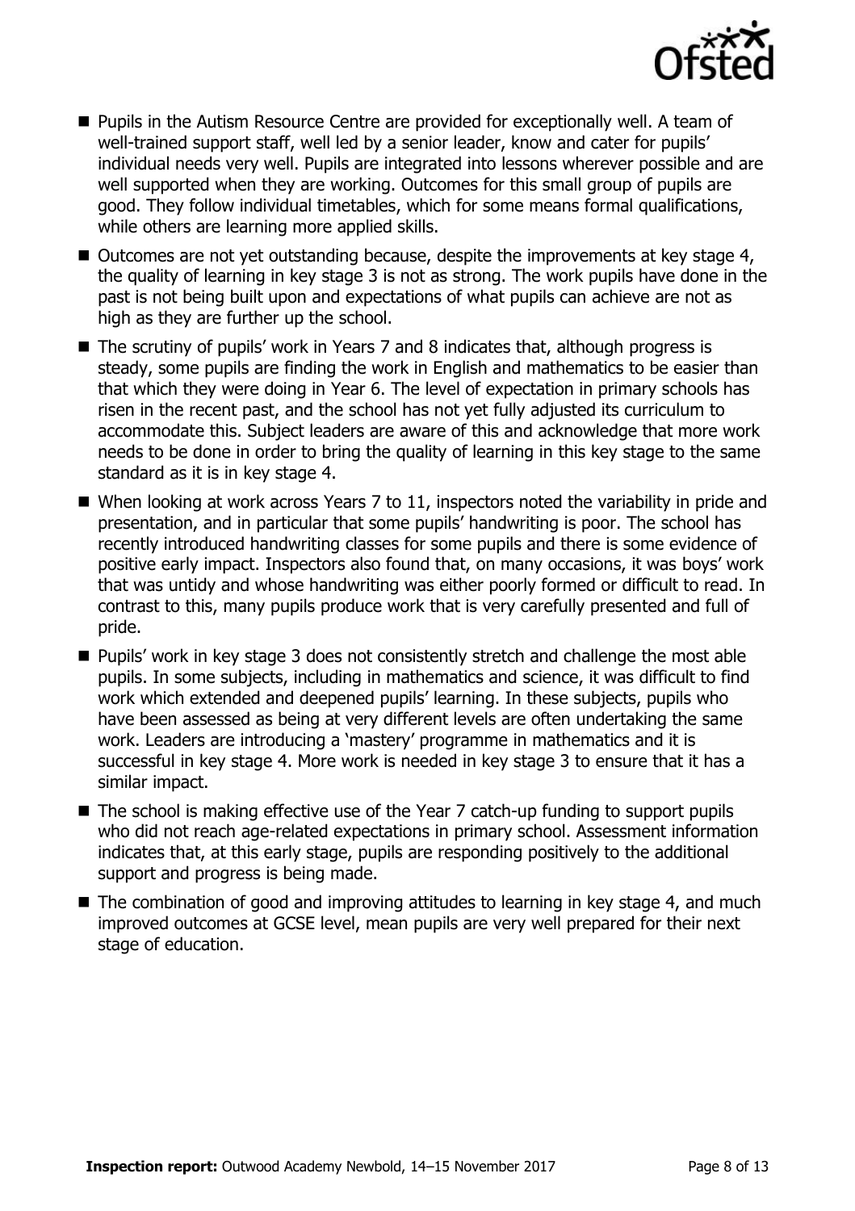- Pupils in the Autism Resource Centre are provided for exceptionally well. A team of well-trained support staff, well led by a senior leader, know and cater for pupils' individual needs very well. Pupils are integrated into lessons wherever possible and are well supported when they are working. Outcomes for this small group of pupils are good. They follow individual timetables, which for some means formal qualifications, while others are learning more applied skills.
- Outcomes are not yet outstanding because, despite the improvements at key stage 4, the quality of learning in key stage 3 is not as strong. The work pupils have done in the past is not being built upon and expectations of what pupils can achieve are not as high as they are further up the school.
- The scrutiny of pupils' work in Years 7 and 8 indicates that, although progress is steady, some pupils are finding the work in English and mathematics to be easier than that which they were doing in Year 6. The level of expectation in primary schools has risen in the recent past, and the school has not yet fully adjusted its curriculum to accommodate this. Subject leaders are aware of this and acknowledge that more work needs to be done in order to bring the quality of learning in this key stage to the same standard as it is in key stage 4.
- When looking at work across Years 7 to 11, inspectors noted the variability in pride and presentation, and in particular that some pupils' handwriting is poor. The school has recently introduced handwriting classes for some pupils and there is some evidence of positive early impact. Inspectors also found that, on many occasions, it was boys' work that was untidy and whose handwriting was either poorly formed or difficult to read. In contrast to this, many pupils produce work that is very carefully presented and full of pride.
- Pupils' work in key stage 3 does not consistently stretch and challenge the most able pupils. In some subjects, including in mathematics and science, it was difficult to find work which extended and deepened pupils' learning. In these subjects, pupils who have been assessed as being at very different levels are often undertaking the same work. Leaders are introducing a 'mastery' programme in mathematics and it is successful in key stage 4. More work is needed in key stage 3 to ensure that it has a similar impact.
- The school is making effective use of the Year 7 catch-up funding to support pupils who did not reach age-related expectations in primary school. Assessment information indicates that, at this early stage, pupils are responding positively to the additional support and progress is being made.
- The combination of good and improving attitudes to learning in key stage 4, and much improved outcomes at GCSE level, mean pupils are very well prepared for their next stage of education.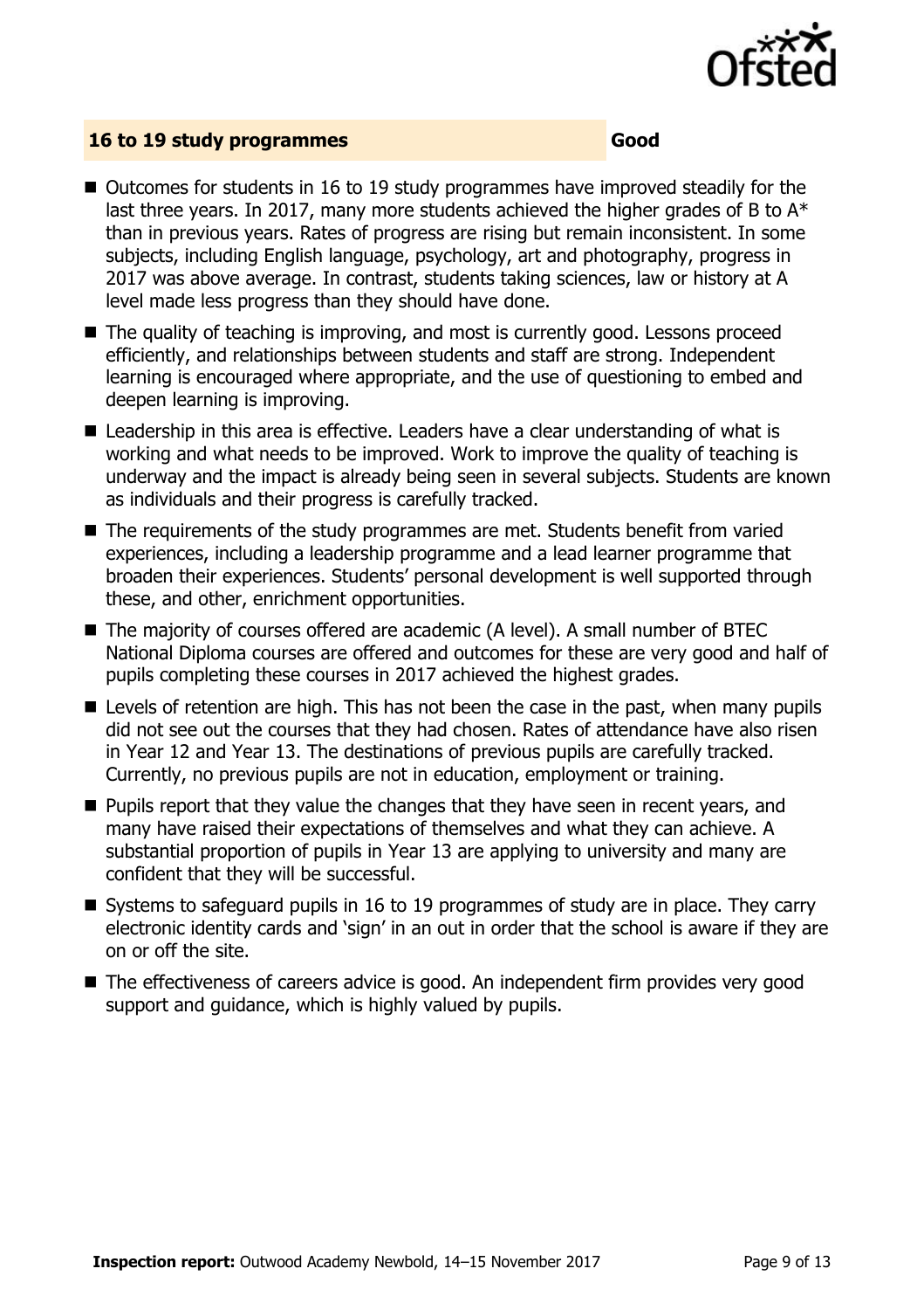## 16 to 19 study programmes — Good

- Outcomes for students in 16 to 19 study programmes have improved steadily for the last three years. In 2017, many more students achieved the higher grades of B to A* than in previous years. Rates of progress are rising but remain inconsistent. In some subjects, including English language, psychology, art and photography, progress in 2017 was above average. In contrast, students taking sciences, law or history at A level made less progress than they should have done.
- The quality of teaching is improving, and most is currently good. Lessons proceed efficiently, and relationships between students and staff are strong. Independent learning is encouraged where appropriate, and the use of questioning to embed and deepen learning is improving.
- Leadership in this area is effective. Leaders have a clear understanding of what is working and what needs to be improved. Work to improve the quality of teaching is underway and the impact is already being seen in several subjects. Students are known as individuals and their progress is carefully tracked.
- The requirements of the study programmes are met. Students benefit from varied experiences, including a leadership programme and a lead learner programme that broaden their experiences. Students' personal development is well supported through these, and other, enrichment opportunities.
- The majority of courses offered are academic (A level). A small number of BTEC National Diploma courses are offered and outcomes for these are very good and half of pupils completing these courses in 2017 achieved the highest grades.
- Levels of retention are high. This has not been the case in the past, when many pupils did not see out the courses that they had chosen. Rates of attendance have also risen in Year 12 and Year 13. The destinations of previous pupils are carefully tracked. Currently, no previous pupils are not in education, employment or training.
- Pupils report that they value the changes that they have seen in recent years, and many have raised their expectations of themselves and what they can achieve. A substantial proportion of pupils in Year 13 are applying to university and many are confident that they will be successful.
- Systems to safeguard pupils in 16 to 19 programmes of study are in place. They carry electronic identity cards and 'sign' in an out in order that the school is aware if they are on or off the site.
- The effectiveness of careers advice is good. An independent firm provides very good support and guidance, which is highly valued by pupils.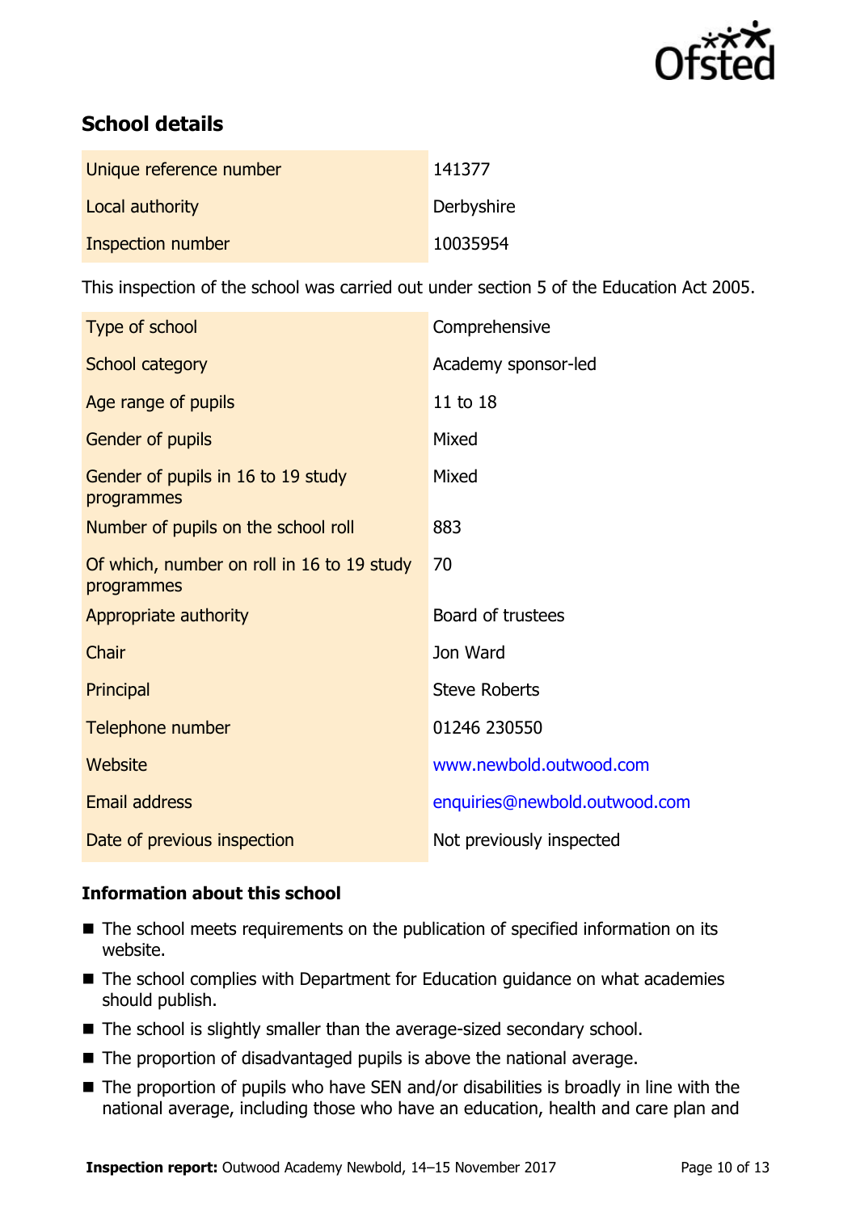## School details

| | |
|---|---|
| Unique reference number | 141377 |
| Local authority | Derbyshire |
| Inspection number | 10035954 |

This inspection of the school was carried out under section 5 of the Education Act 2005.

| | |
|---|---|
| Type of school | Comprehensive |
| School category | Academy sponsor-led |
| Age range of pupils | 11 to 18 |
| Gender of pupils | Mixed |
| Gender of pupils in 16 to 19 study programmes | Mixed |
| Number of pupils on the school roll | 883 |
| Of which, number on roll in 16 to 19 study programmes | 70 |
| Appropriate authority | Board of trustees |
| Chair | Jon Ward |
| Principal | Steve Roberts |
| Telephone number | 01246 230550 |
| Website | www.newbold.outwood.com |
| Email address | enquiries@newbold.outwood.com |
| Date of previous inspection | Not previously inspected |

### Information about this school

- The school meets requirements on the publication of specified information on its website.
- The school complies with Department for Education guidance on what academies should publish.
- The school is slightly smaller than the average-sized secondary school.
- The proportion of disadvantaged pupils is above the national average.
- The proportion of pupils who have SEN and/or disabilities is broadly in line with the national average, including those who have an education, health and care plan and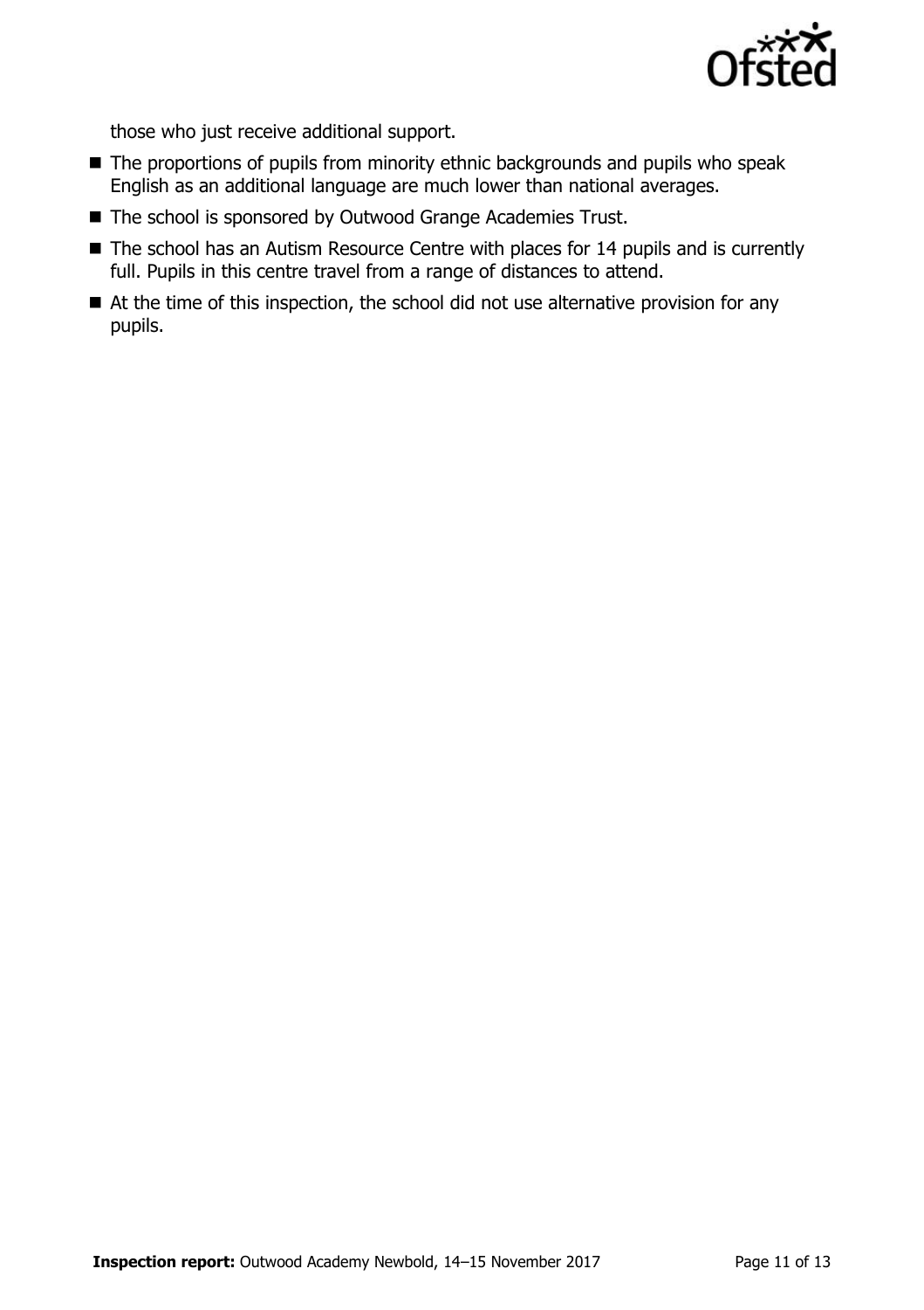those who just receive additional support.

- The proportions of pupils from minority ethnic backgrounds and pupils who speak English as an additional language are much lower than national averages.
- The school is sponsored by Outwood Grange Academies Trust.
- The school has an Autism Resource Centre with places for 14 pupils and is currently full. Pupils in this centre travel from a range of distances to attend.
- At the time of this inspection, the school did not use alternative provision for any pupils.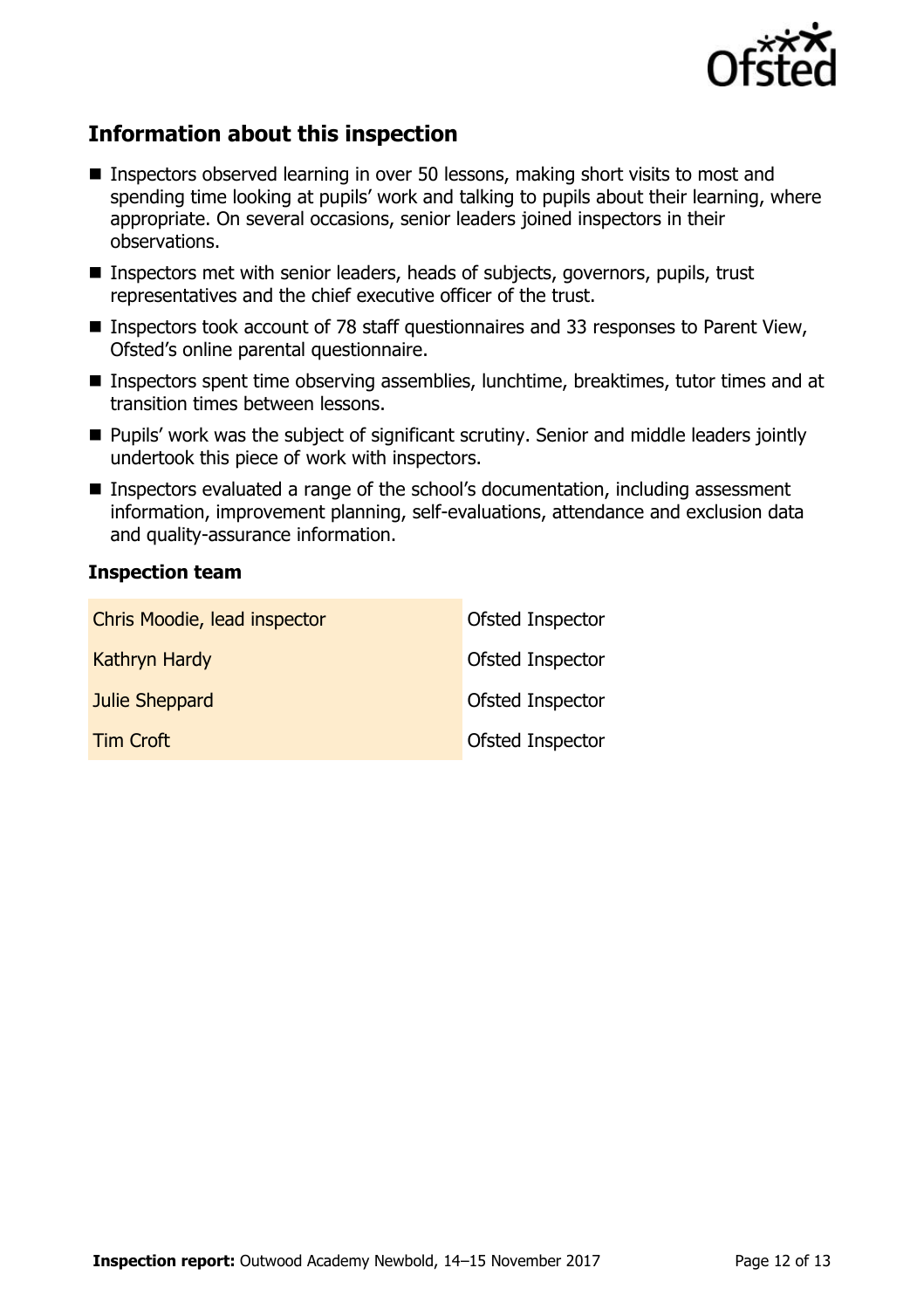## Information about this inspection

- Inspectors observed learning in over 50 lessons, making short visits to most and spending time looking at pupils' work and talking to pupils about their learning, where appropriate. On several occasions, senior leaders joined inspectors in their observations.
- Inspectors met with senior leaders, heads of subjects, governors, pupils, trust representatives and the chief executive officer of the trust.
- Inspectors took account of 78 staff questionnaires and 33 responses to Parent View, Ofsted's online parental questionnaire.
- Inspectors spent time observing assemblies, lunchtime, breaktimes, tutor times and at transition times between lessons.
- Pupils' work was the subject of significant scrutiny. Senior and middle leaders jointly undertook this piece of work with inspectors.
- Inspectors evaluated a range of the school's documentation, including assessment information, improvement planning, self-evaluations, attendance and exclusion data and quality-assurance information.

### Inspection team

| | |
|---|---|
| Chris Moodie, lead inspector | Ofsted Inspector |
| Kathryn Hardy | Ofsted Inspector |
| Julie Sheppard | Ofsted Inspector |
| Tim Croft | Ofsted Inspector |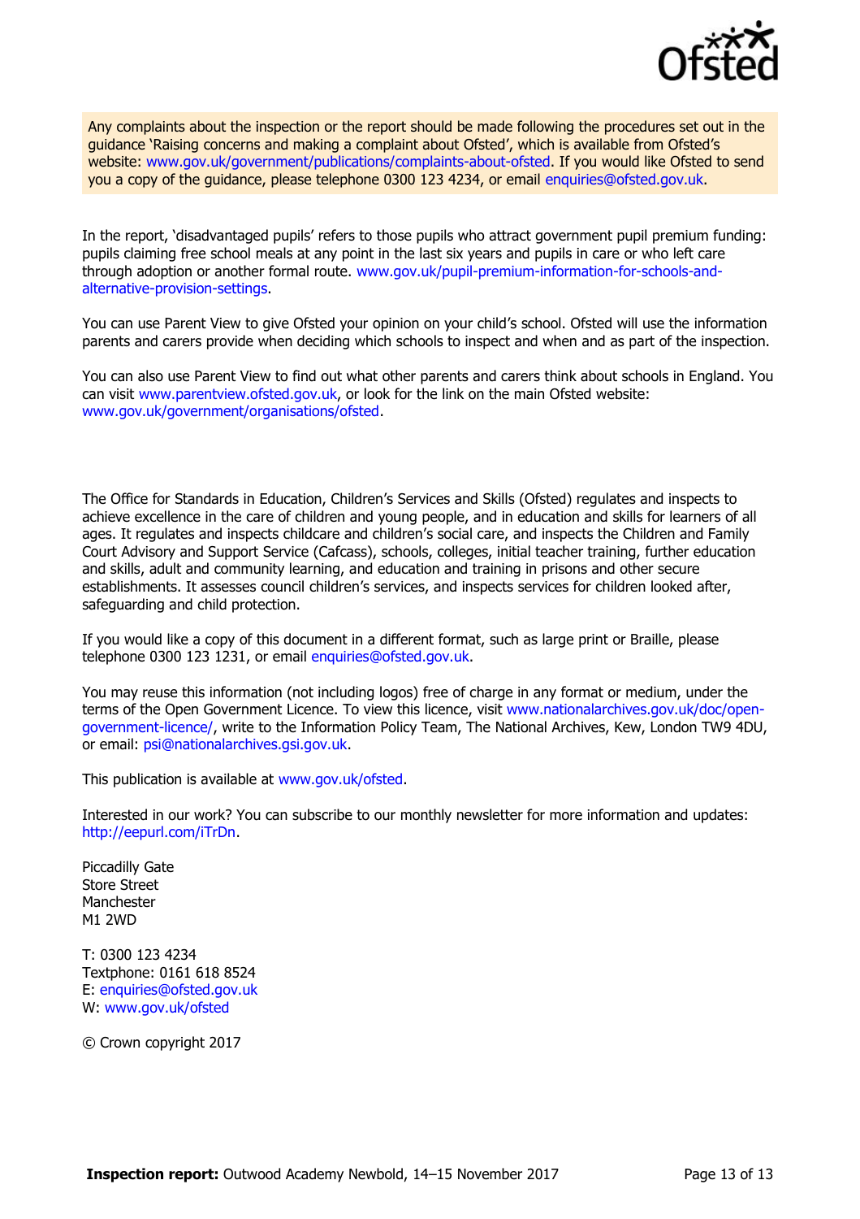Any complaints about the inspection or the report should be made following the procedures set out in the guidance 'Raising concerns and making a complaint about Ofsted', which is available from Ofsted's website: www.gov.uk/government/publications/complaints-about-ofsted. If you would like Ofsted to send you a copy of the guidance, please telephone 0300 123 4234, or email enquiries@ofsted.gov.uk.

In the report, 'disadvantaged pupils' refers to those pupils who attract government pupil premium funding: pupils claiming free school meals at any point in the last six years and pupils in care or who left care through adoption or another formal route. www.gov.uk/pupil-premium-information-for-schools-and-alternative-provision-settings.

You can use Parent View to give Ofsted your opinion on your child's school. Ofsted will use the information parents and carers provide when deciding which schools to inspect and when and as part of the inspection.

You can also use Parent View to find out what other parents and carers think about schools in England. You can visit www.parentview.ofsted.gov.uk, or look for the link on the main Ofsted website: www.gov.uk/government/organisations/ofsted.

The Office for Standards in Education, Children's Services and Skills (Ofsted) regulates and inspects to achieve excellence in the care of children and young people, and in education and skills for learners of all ages. It regulates and inspects childcare and children's social care, and inspects the Children and Family Court Advisory and Support Service (Cafcass), schools, colleges, initial teacher training, further education and skills, adult and community learning, and education and training in prisons and other secure establishments. It assesses council children's services, and inspects services for children looked after, safeguarding and child protection.

If you would like a copy of this document in a different format, such as large print or Braille, please telephone 0300 123 1231, or email enquiries@ofsted.gov.uk.

You may reuse this information (not including logos) free of charge in any format or medium, under the terms of the Open Government Licence. To view this licence, visit www.nationalarchives.gov.uk/doc/open-government-licence/, write to the Information Policy Team, The National Archives, Kew, London TW9 4DU, or email: psi@nationalarchives.gsi.gov.uk.

This publication is available at www.gov.uk/ofsted.

Interested in our work? You can subscribe to our monthly newsletter for more information and updates: http://eepurl.com/iTrDn.

Piccadilly Gate
Store Street
Manchester
M1 2WD

T: 0300 123 4234
Textphone: 0161 618 8524
E: enquiries@ofsted.gov.uk
W: www.gov.uk/ofsted

© Crown copyright 2017